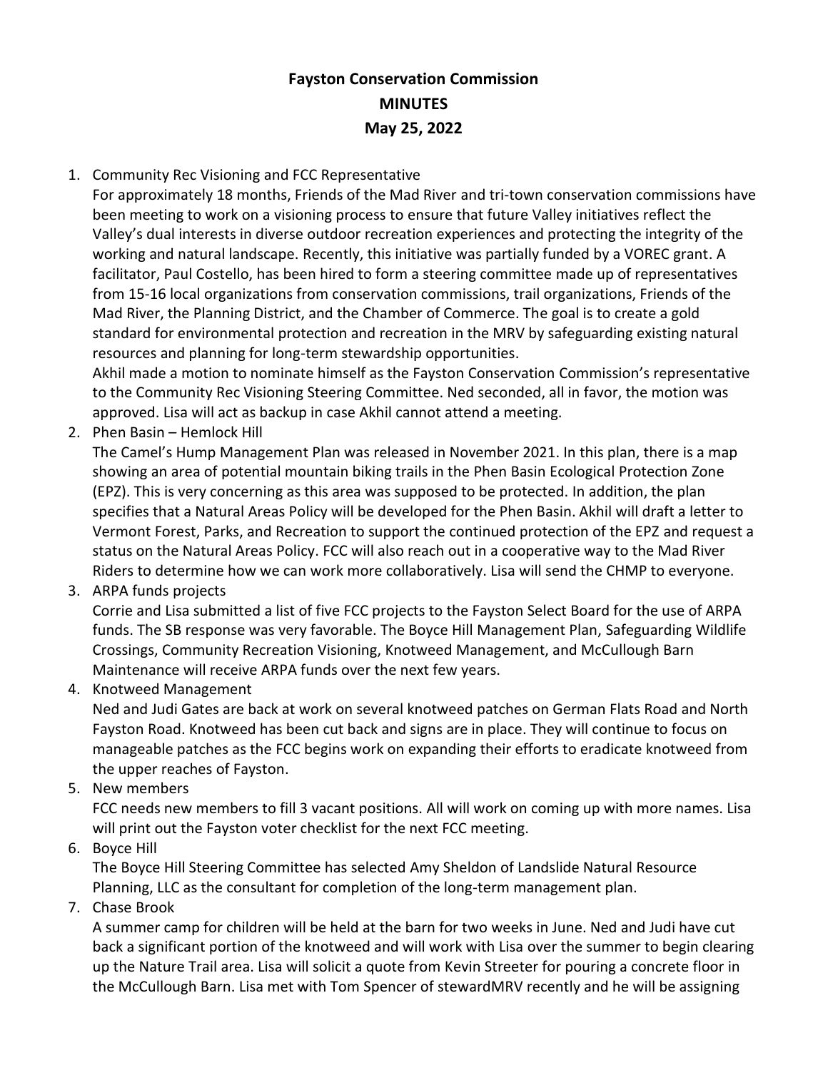# Fayston Conservation Commission
## MINUTES
### May 25, 2022

1. Community Rec Visioning and FCC Representative

   For approximately 18 months, Friends of the Mad River and tri-town conservation commissions have been meeting to work on a visioning process to ensure that future Valley initiatives reflect the Valley's dual interests in diverse outdoor recreation experiences and protecting the integrity of the working and natural landscape. Recently, this initiative was partially funded by a VOREC grant. A facilitator, Paul Costello, has been hired to form a steering committee made up of representatives from 15-16 local organizations from conservation commissions, trail organizations, Friends of the Mad River, the Planning District, and the Chamber of Commerce. The goal is to create a gold standard for environmental protection and recreation in the MRV by safeguarding existing natural resources and planning for long-term stewardship opportunities.

   Akhil made a motion to nominate himself as the Fayston Conservation Commission's representative to the Community Rec Visioning Steering Committee. Ned seconded, all in favor, the motion was approved. Lisa will act as backup in case Akhil cannot attend a meeting.

2. Phen Basin – Hemlock Hill

   The Camel's Hump Management Plan was released in November 2021. In this plan, there is a map showing an area of potential mountain biking trails in the Phen Basin Ecological Protection Zone (EPZ). This is very concerning as this area was supposed to be protected. In addition, the plan specifies that a Natural Areas Policy will be developed for the Phen Basin. Akhil will draft a letter to Vermont Forest, Parks, and Recreation to support the continued protection of the EPZ and request a status on the Natural Areas Policy. FCC will also reach out in a cooperative way to the Mad River Riders to determine how we can work more collaboratively. Lisa will send the CHMP to everyone.

3. ARPA funds projects

   Corrie and Lisa submitted a list of five FCC projects to the Fayston Select Board for the use of ARPA funds. The SB response was very favorable. The Boyce Hill Management Plan, Safeguarding Wildlife Crossings, Community Recreation Visioning, Knotweed Management, and McCullough Barn Maintenance will receive ARPA funds over the next few years.

4. Knotweed Management

   Ned and Judi Gates are back at work on several knotweed patches on German Flats Road and North Fayston Road. Knotweed has been cut back and signs are in place. They will continue to focus on manageable patches as the FCC begins work on expanding their efforts to eradicate knotweed from the upper reaches of Fayston.

5. New members

   FCC needs new members to fill 3 vacant positions. All will work on coming up with more names. Lisa will print out the Fayston voter checklist for the next FCC meeting.

6. Boyce Hill

   The Boyce Hill Steering Committee has selected Amy Sheldon of Landslide Natural Resource Planning, LLC as the consultant for completion of the long-term management plan.

7. Chase Brook

   A summer camp for children will be held at the barn for two weeks in June. Ned and Judi have cut back a significant portion of the knotweed and will work with Lisa over the summer to begin clearing up the Nature Trail area. Lisa will solicit a quote from Kevin Streeter for pouring a concrete floor in the McCullough Barn. Lisa met with Tom Spencer of stewardMRV recently and he will be assigning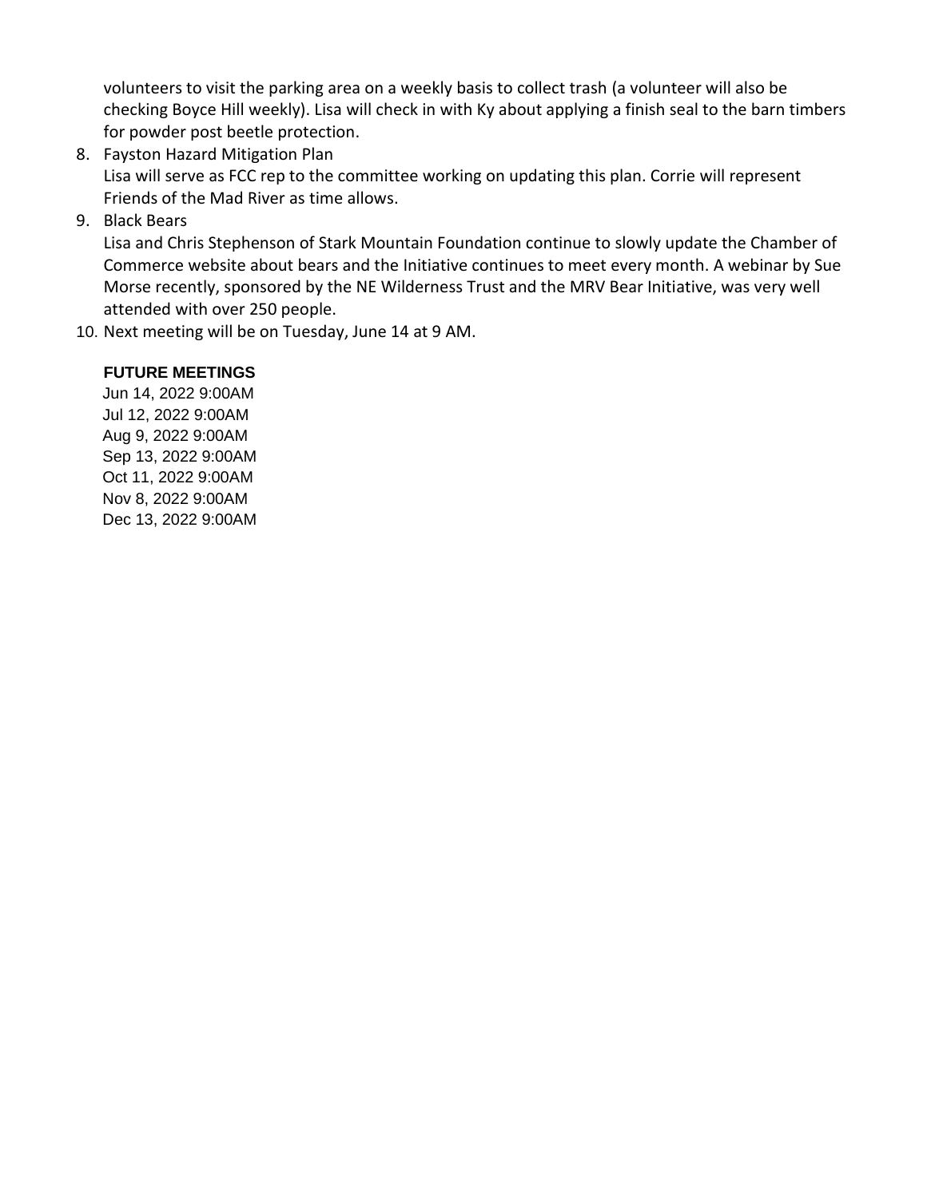volunteers to visit the parking area on a weekly basis to collect trash (a volunteer will also be checking Boyce Hill weekly). Lisa will check in with Ky about applying a finish seal to the barn timbers for powder post beetle protection.

8. Fayston Hazard Mitigation Plan
   Lisa will serve as FCC rep to the committee working on updating this plan. Corrie will represent Friends of the Mad River as time allows.
9. Black Bears
   Lisa and Chris Stephenson of Stark Mountain Foundation continue to slowly update the Chamber of Commerce website about bears and the Initiative continues to meet every month. A webinar by Sue Morse recently, sponsored by the NE Wilderness Trust and the MRV Bear Initiative, was very well attended with over 250 people.
10. Next meeting will be on Tuesday, June 14 at 9 AM.

**FUTURE MEETINGS**

Jun 14, 2022 9:00AM
Jul 12, 2022 9:00AM
Aug 9, 2022 9:00AM
Sep 13, 2022 9:00AM
Oct 11, 2022 9:00AM
Nov 8, 2022 9:00AM
Dec 13, 2022 9:00AM